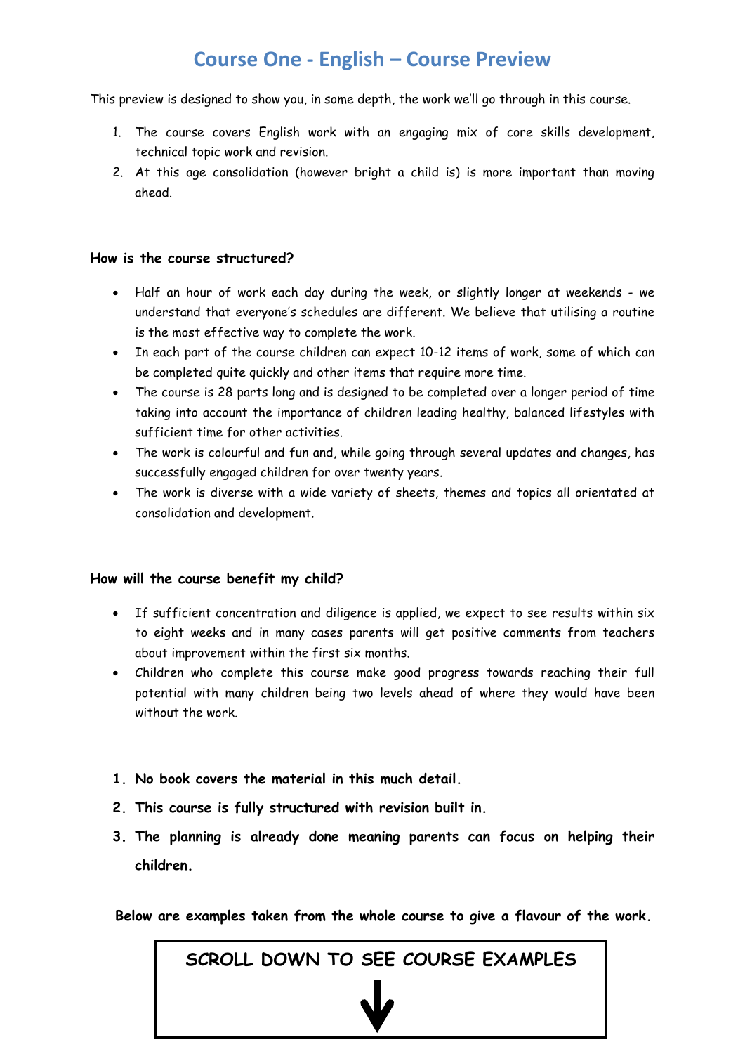# Course One - English – Course Preview

This preview is designed to show you, in some depth, the work we'll go through in this course.

1. The course covers English work with an engaging mix of core skills development, technical topic work and revision.
2. At this age consolidation (however bright a child is) is more important than moving ahead.

**How is the course structured?**

- Half an hour of work each day during the week, or slightly longer at weekends - we understand that everyone's schedules are different. We believe that utilising a routine is the most effective way to complete the work.
- In each part of the course children can expect 10-12 items of work, some of which can be completed quite quickly and other items that require more time.
- The course is 28 parts long and is designed to be completed over a longer period of time taking into account the importance of children leading healthy, balanced lifestyles with sufficient time for other activities.
- The work is colourful and fun and, while going through several updates and changes, has successfully engaged children for over twenty years.
- The work is diverse with a wide variety of sheets, themes and topics all orientated at consolidation and development.

**How will the course benefit my child?**

- If sufficient concentration and diligence is applied, we expect to see results within six to eight weeks and in many cases parents will get positive comments from teachers about improvement within the first six months.
- Children who complete this course make good progress towards reaching their full potential with many children being two levels ahead of where they would have been without the work.

1. **No book covers the material in this much detail.**
2. **This course is fully structured with revision built in.**
3. **The planning is already done meaning parents can focus on helping their children.**

**Below are examples taken from the whole course to give a flavour of the work.**

SCROLL DOWN TO SEE COURSE EXAMPLES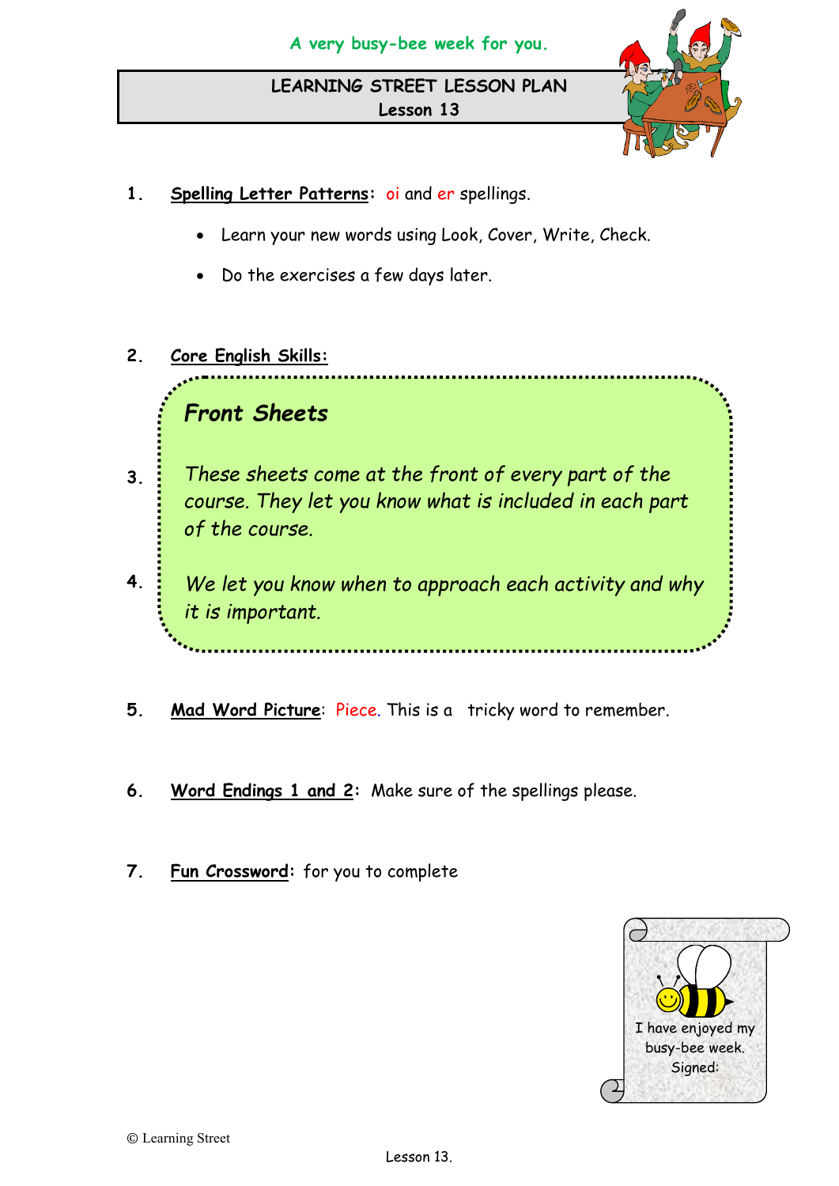A very busy-bee week for you.

# LEARNING STREET LESSON PLAN
## Lesson 13

1. **Spelling Letter Patterns**: oi and er spellings.

   - Learn your new words using Look, Cover, Write, Check.
   - Do the exercises a few days later.

2. **Core English Skills:**

3.

4.

> ***Front Sheets***
>
> *These sheets come at the front of every part of the course. They let you know what is included in each part of the course.*
>
> *We let you know when to approach each activity and why it is important.*

5. **Mad Word Picture**: Piece. This is a tricky word to remember.

6. **Word Endings 1 and 2**: Make sure of the spellings please.

7. **Fun Crossword**: for you to complete

I have enjoyed my busy-bee week.
Signed:

© Learning Street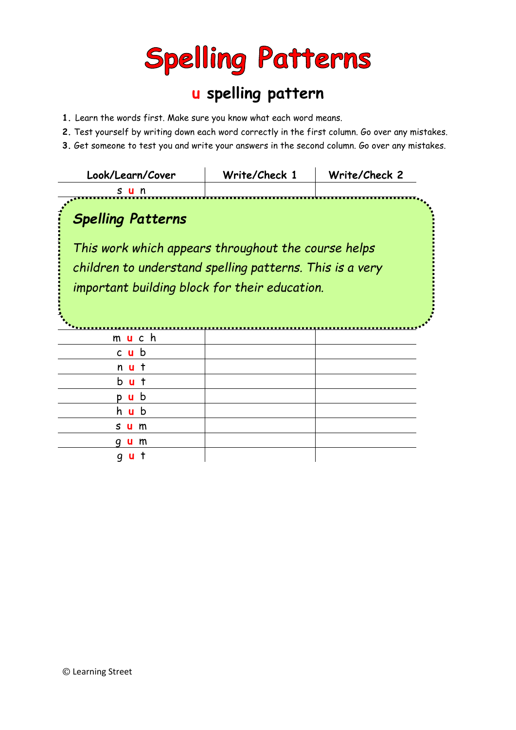# Spelling Patterns

## u spelling pattern

1. Learn the words first. Make sure you know what each word means.
2. Test yourself by writing down each word correctly in the first column. Go over any mistakes.
3. Get someone to test you and write your answers in the second column. Go over any mistakes.

| Look/Learn/Cover | Write/Check 1 | Write/Check 2 |
|---|---|---|
| s u n | | |

> ***Spelling Patterns***
>
> *This work which appears throughout the course helps children to understand spelling patterns. This is a very important building block for their education.*

| Look/Learn/Cover | Write/Check 1 | Write/Check 2 |
|---|---|---|
| m u c h | | |
| c u b | | |
| n u t | | |
| b u t | | |
| p u b | | |
| h u b | | |
| s u m | | |
| g u m | | |
| g u t | | |

© Learning Street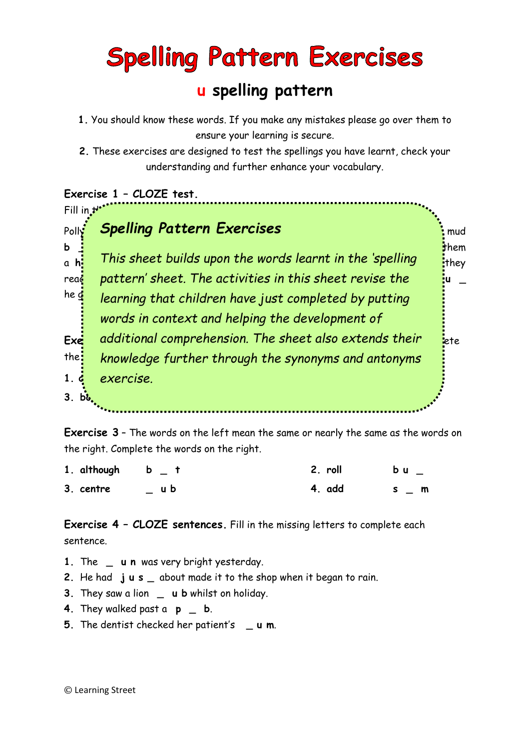# Spelling Pattern Exercises

## u spelling pattern

1. You should know these words. If you make any mistakes please go over them to ensure your learning is secure.
2. These exercises are designed to test the spellings you have learnt, check your understanding and further enhance your vocabulary.

**Exercise 1 – CLOZE test.**

Fill in t

Polly mud

b _ them

a h they

rea u _

he g

Exe ete

the

1. c

3. b

*Spelling Pattern Exercises*

*This sheet builds upon the words learnt in the 'spelling pattern' sheet. The activities in this sheet revise the learning that children have just completed by putting words in context and helping the development of additional comprehension. The sheet also extends their knowledge further through the synonyms and antonyms exercise.*

**Exercise 3** – The words on the left mean the same or nearly the same as the words on the right. Complete the words on the right.

1. **although** **b _ t**
2. **roll** **b u _**
3. **centre** **_ u b**
4. **add** **s _ m**

**Exercise 4 – CLOZE sentences.** Fill in the missing letters to complete each sentence.

1. The **_ u n** was very bright yesterday.
2. He had **j u s _** about made it to the shop when it began to rain.
3. They saw a lion **_ u b** whilst on holiday.
4. They walked past a **p _ b**.
5. The dentist checked her patient's **_ u m**.

© Learning Street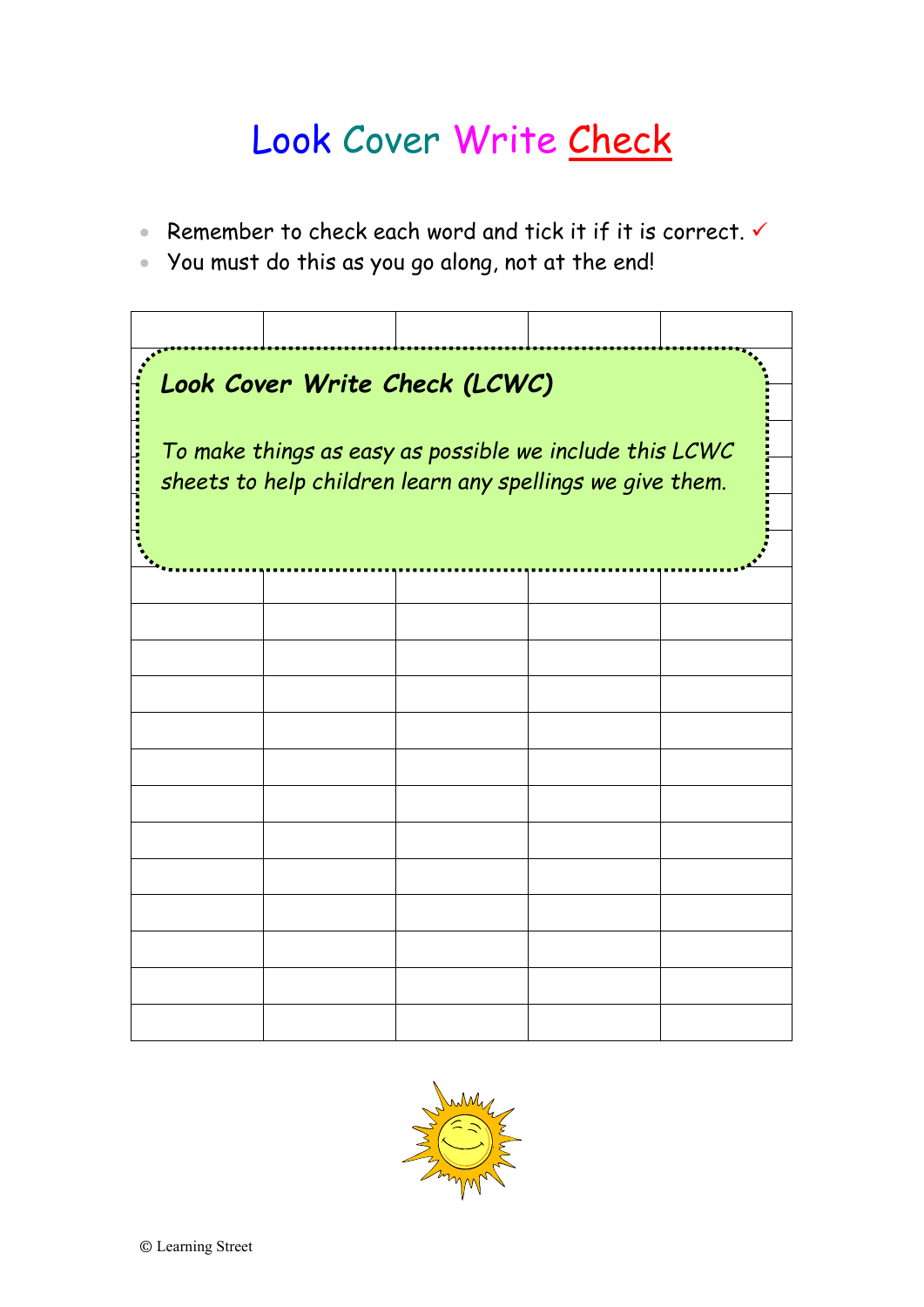# Look Cover Write Check

- Remember to check each word and tick it if it is correct. ✓
- You must do this as you go along, not at the end!

***Look Cover Write Check (LCWC)***

*To make things as easy as possible we include this LCWC sheets to help children learn any spellings we give them.*

| | | | | |
|---|---|---|---|---|
| | | | | |
| | | | | |
| | | | | |
| | | | | |
| | | | | |
| | | | | |
| | | | | |
| | | | | |
| | | | | |
| | | | | |
| | | | | |
| | | | | |
| | | | | |
| | | | | |
| | | | | |
| | | | | |
| | | | | |
| | | | | |
| | | | | |

© Learning Street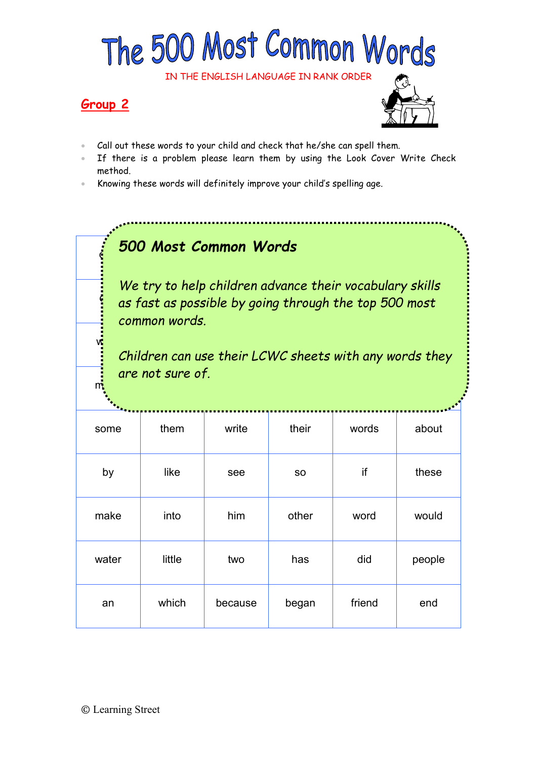# The 500 Most Common Words

IN THE ENGLISH LANGUAGE IN RANK ORDER

## Group 2

- Call out these words to your child and check that he/she can spell them.
- If there is a problem please learn them by using the Look Cover Write Check method.
- Knowing these words will definitely improve your child's spelling age.

***500 Most Common Words***

*We try to help children advance their vocabulary skills as fast as possible by going through the top 500 most common words.*

*Children can use their LCWC sheets with any words they are not sure of.*

| | | | | | |
|---|---|---|---|---|---|
| some | them | write | their | words | about |
| by | like | see | so | if | these |
| make | into | him | other | word | would |
| water | little | two | has | did | people |
| an | which | because | began | friend | end |

© Learning Street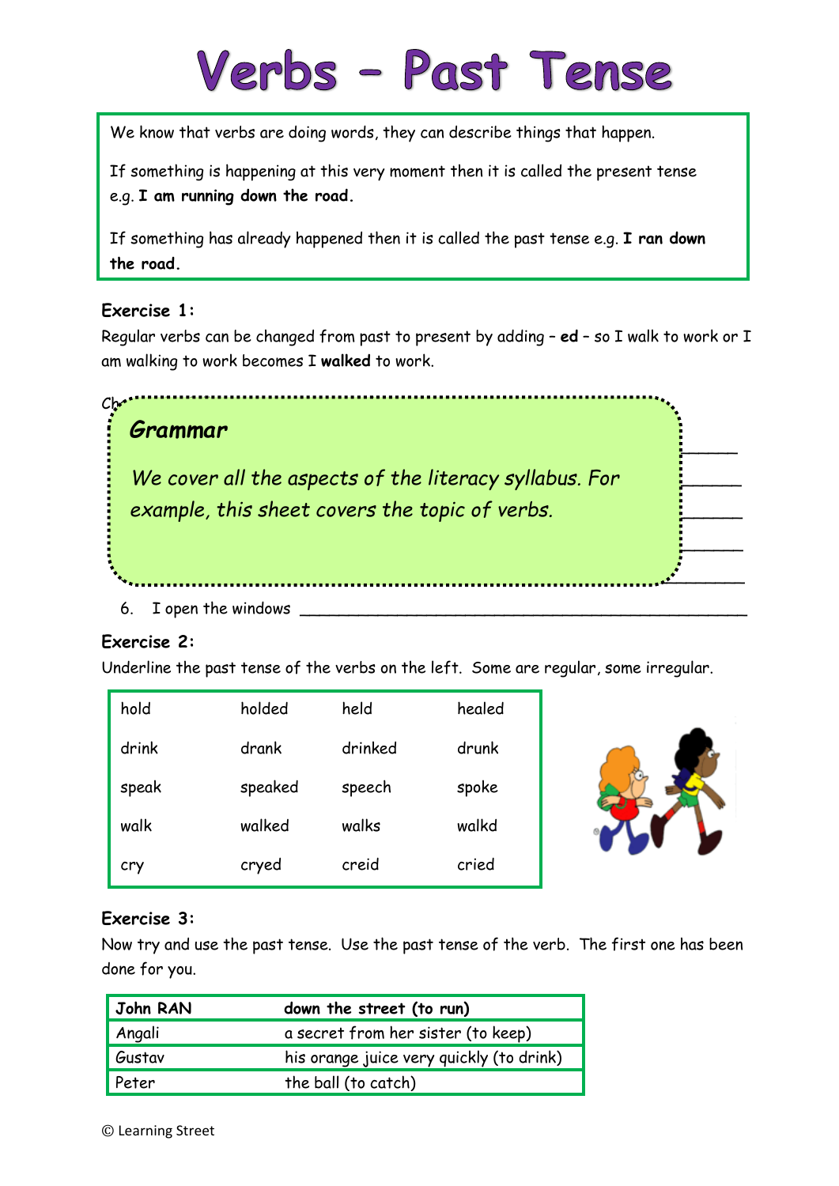# Verbs – Past Tense

We know that verbs are doing words, they can describe things that happen.

If something is happening at this very moment then it is called the present tense e.g. **I am running down the road.**

If something has already happened then it is called the past tense e.g. **I ran down the road.**

**Exercise 1:**

Regular verbs can be changed from past to present by adding – **ed** – so I walk to work or I am walking to work becomes I **walked** to work.

Ch

***Grammar***

*We cover all the aspects of the literacy syllabus. For example, this sheet covers the topic of verbs.*

6. I open the windows ______________________________________________

**Exercise 2:**

Underline the past tense of the verbs on the left. Some are regular, some irregular.

| | | | |
|---|---|---|---|
| hold | holded | held | healed |
| drink | drank | drinked | drunk |
| speak | speaked | speech | spoke |
| walk | walked | walks | walkd |
| cry | cryed | creid | cried |

**Exercise 3:**

Now try and use the past tense. Use the past tense of the verb. The first one has been done for you.

| **John RAN** | **down the street (to run)** |
|---|---|
| Angali | a secret from her sister (to keep) |
| Gustav | his orange juice very quickly (to drink) |
| Peter | the ball (to catch) |

© Learning Street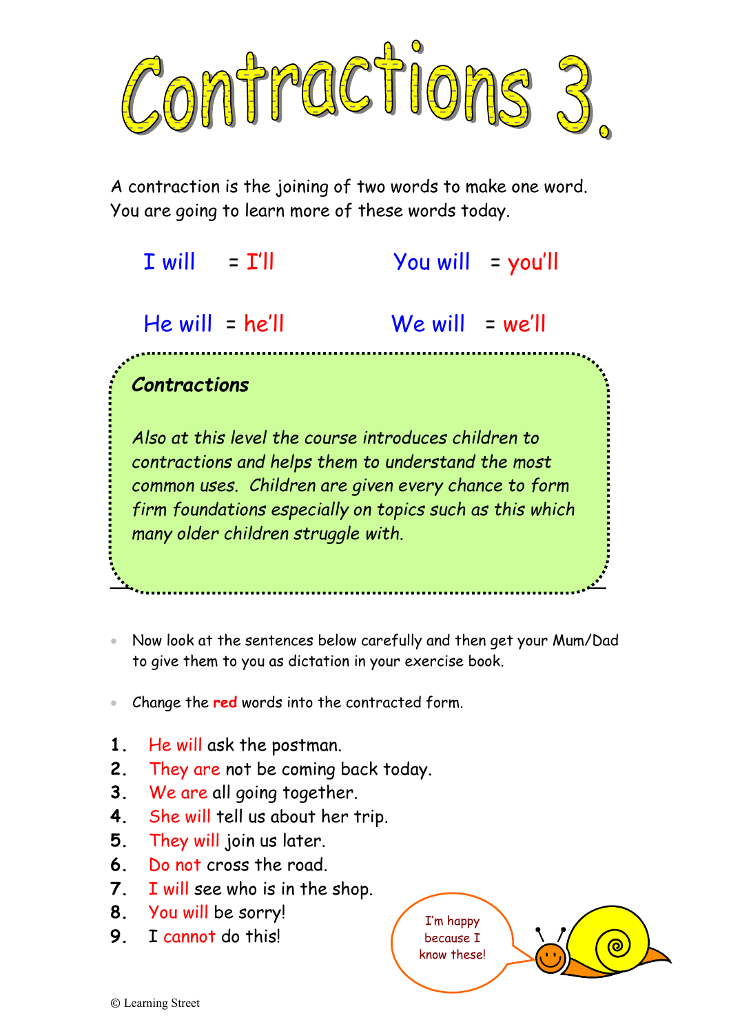# Contractions 3.

A contraction is the joining of two words to make one word.
You are going to learn more of these words today.

I will = I'll | You will = you'll

He will = he'll | We will = we'll

***Contractions***

*Also at this level the course introduces children to contractions and helps them to understand the most common uses. Children are given every chance to form firm foundations especially on topics such as this which many older children struggle with.*

- Now look at the sentences below carefully and then get your Mum/Dad to give them to you as dictation in your exercise book.
- Change the **red** words into the contracted form.

1. He will ask the postman.
2. They are not be coming back today.
3. We are all going together.
4. She will tell us about her trip.
5. They will join us later.
6. Do not cross the road.
7. I will see who is in the shop.
8. You will be sorry!
9. I cannot do this!

I'm happy because I know these!

© Learning Street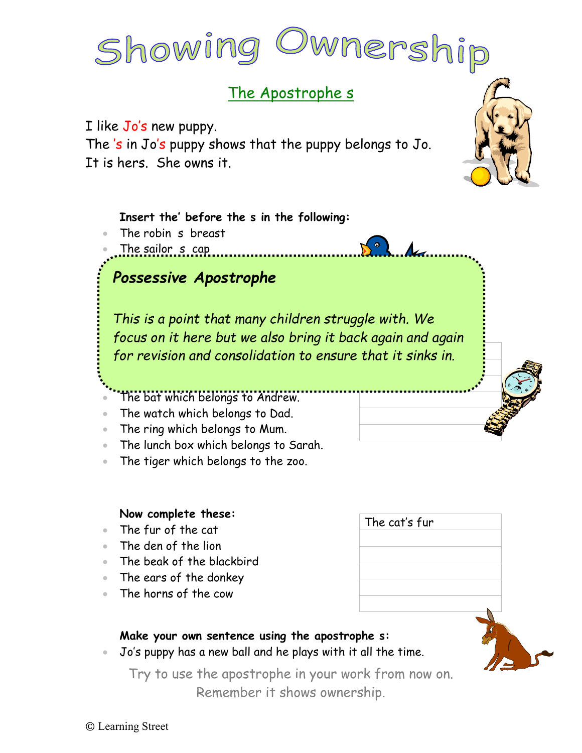# Showing Ownership

## The Apostrophe s

I like Jo's new puppy.
The 's in Jo's puppy shows that the puppy belongs to Jo.
It is hers. She owns it.

**Insert the' before the s in the following:**

- The robin s breast
- The sailor s cap

### *Possessive Apostrophe*

*This is a point that many children struggle with. We focus on it here but we also bring it back again and again for revision and consolidation to ensure that it sinks in.*

- The bat which belongs to Andrew.
- The watch which belongs to Dad.
- The ring which belongs to Mum.
- The lunch box which belongs to Sarah.
- The tiger which belongs to the zoo.

**Now complete these:**

- The fur of the cat
- The den of the lion
- The beak of the blackbird
- The ears of the donkey
- The horns of the cow

| The cat's fur |
|---|
| |
| |
| |
| |
| |

**Make your own sentence using the apostrophe s:**

- Jo's puppy has a new ball and he plays with it all the time.

Try to use the apostrophe in your work from now on.
Remember it shows ownership.

© Learning Street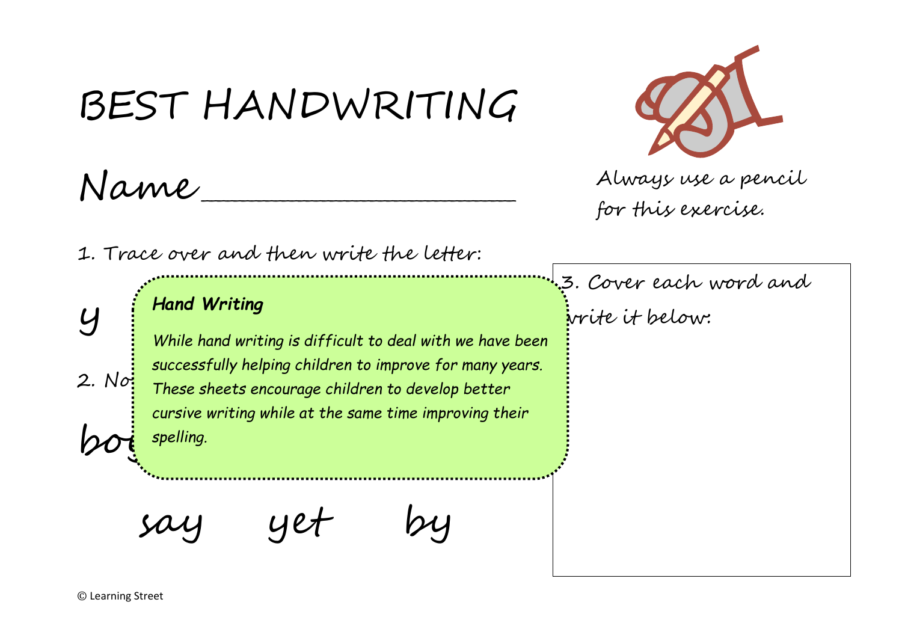# BEST HANDWRITING

Name\_\_\_\_\_\_\_\_\_\_\_\_\_\_\_\_\_\_\_\_\_\_

Always use a pencil for this exercise.

1. Trace over and then write the letter:

y

**Hand Writing**

*While hand writing is difficult to deal with we have been successfully helping children to improve for many years. These sheets encourage children to develop better cursive writing while at the same time improving their spelling.*

2. No

bo

say yet by

3. Cover each word and write it below:

© Learning Street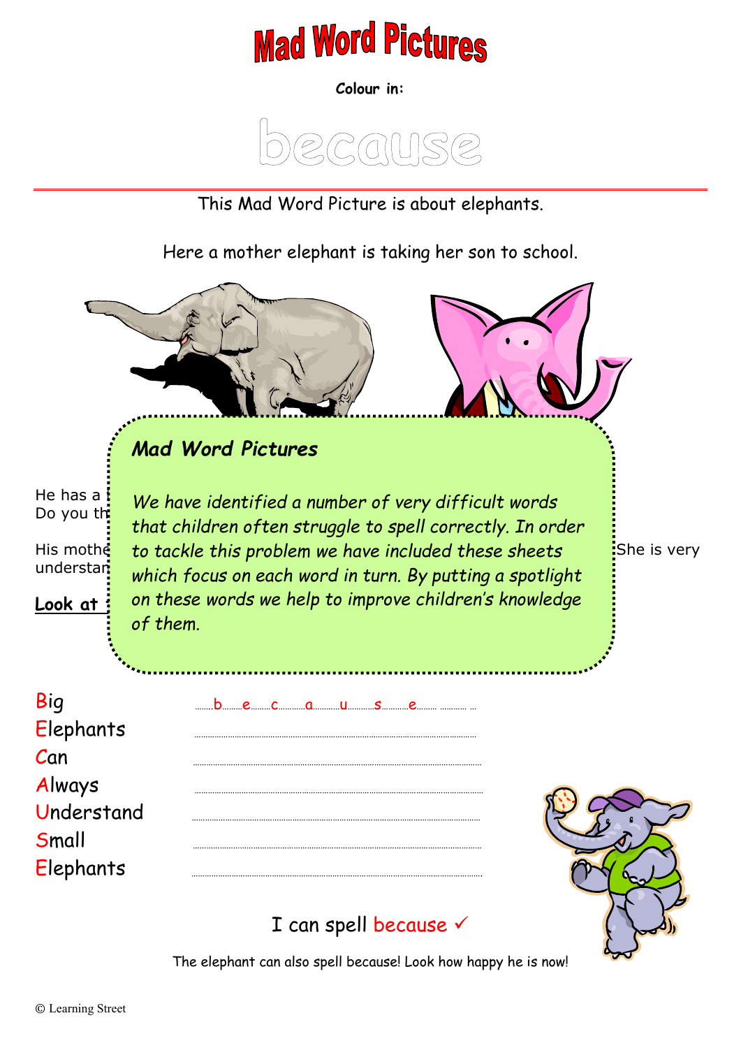# Mad Word Pictures

**Colour in:**

because

This Mad Word Picture is about elephants.

Here a mother elephant is taking her son to school.

### *Mad Word Pictures*

*We have identified a number of very difficult words that children often struggle to spell correctly. In order to tackle this problem we have included these sheets which focus on each word in turn. By putting a spotlight on these words we help to improve children's knowledge of them.*

He has a
Do you th

His mothe … She is very
understan

**Look at**

Big ....b....e....c....a....u....s....e....
Elephants ..........................................
Can ..........................................
Always ..........................................
Understand ..........................................
Small ..........................................
Elephants ..........................................

I can spell because ✓

The elephant can also spell because! Look how happy he is now!

© Learning Street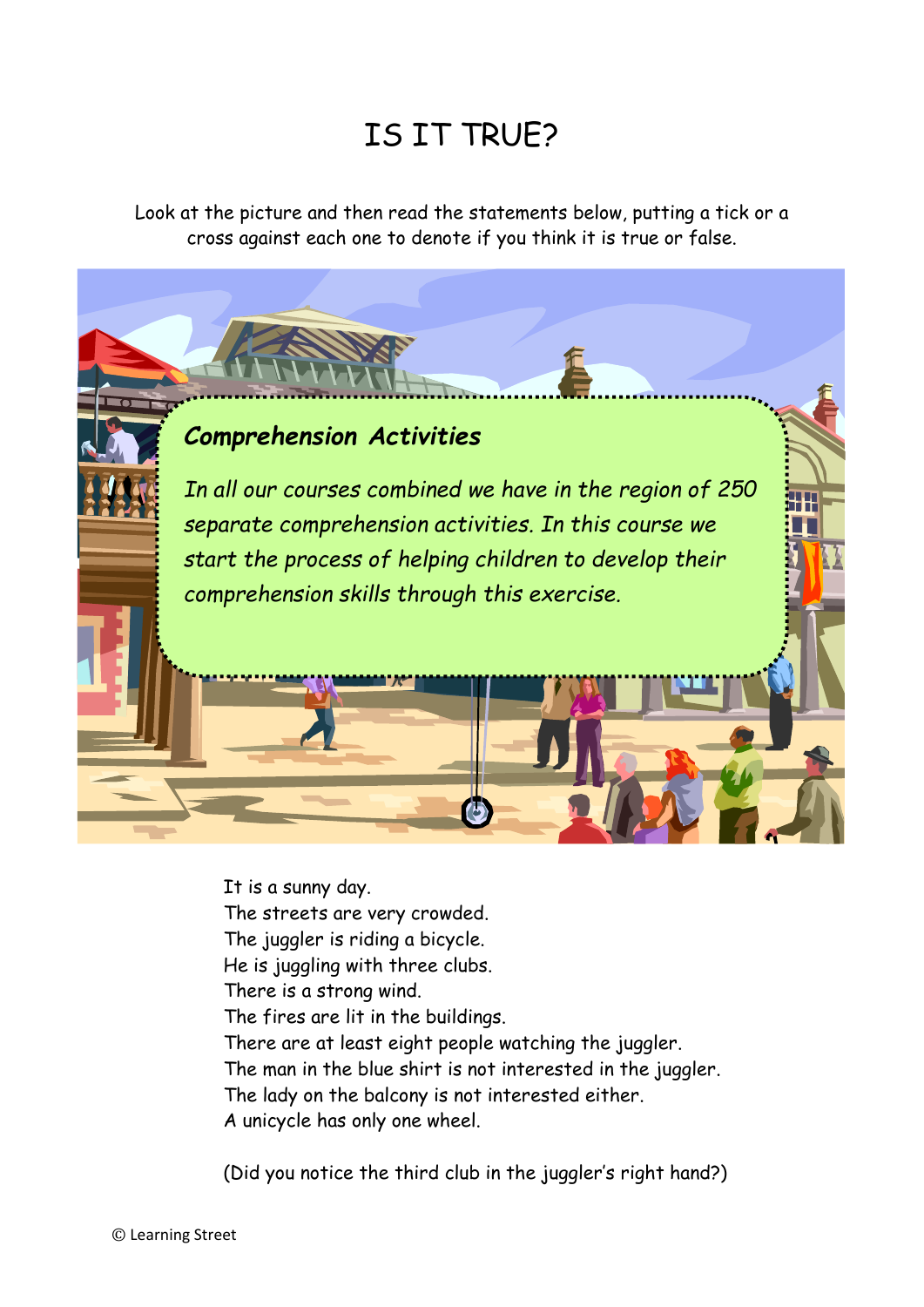# IS IT TRUE?

Look at the picture and then read the statements below, putting a tick or a cross against each one to denote if you think it is true or false.

***Comprehension Activities***

*In all our courses combined we have in the region of 250 separate comprehension activities. In this course we start the process of helping children to develop their comprehension skills through this exercise.*

It is a sunny day.
The streets are very crowded.
The juggler is riding a bicycle.
He is juggling with three clubs.
There is a strong wind.
The fires are lit in the buildings.
There are at least eight people watching the juggler.
The man in the blue shirt is not interested in the juggler.
The lady on the balcony is not interested either.
A unicycle has only one wheel.

(Did you notice the third club in the juggler's right hand?)

© Learning Street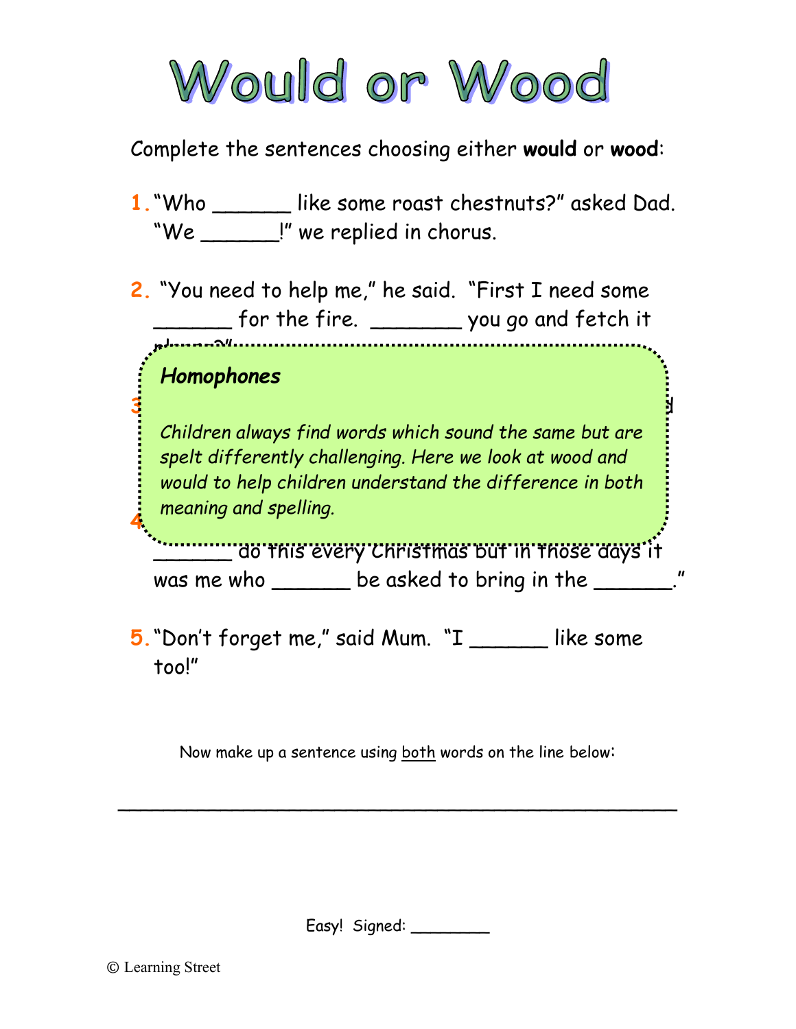# Would or Wood

Complete the sentences choosing either **would** or **wood**:

1. "Who ______ like some roast chestnuts?" asked Dad. "We ______!" we replied in chorus.

2. "You need to help me," he said. "First I need some ______ for the fire. _______ you go and fetch it please?"

> ***Homophones***
>
> *Children always find words which sound the same but are spelt differently challenging. Here we look at wood and would to help children understand the difference in both meaning and spelling.*

3.

4. _______ do this every Christmas but in those days it was me who ______ be asked to bring in the ______."

5. "Don't forget me," said Mum. "I ______ like some too!"

Now make up a sentence using <u>both</u> words on the line below:

______________________________________________

Easy! Signed: ________

© Learning Street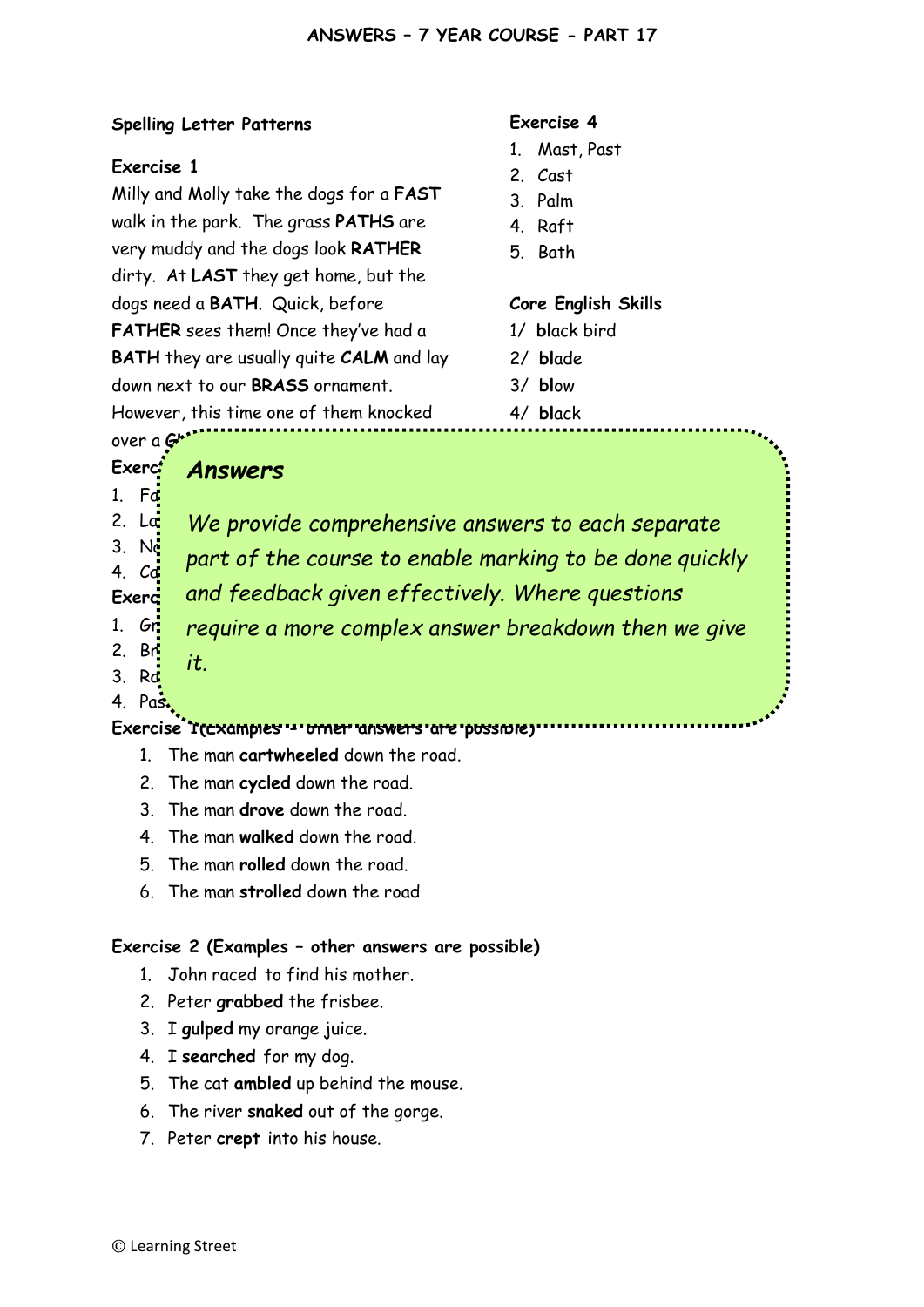# ANSWERS – 7 YEAR COURSE - PART 17

**Spelling Letter Patterns**

**Exercise 1**

Milly and Molly take the dogs for a **FAST** walk in the park. The grass **PATHS** are very muddy and the dogs look **RATHER** dirty. At **LAST** they get home, but the dogs need a **BATH**. Quick, before **FATHER** sees them! Once they've had a **BATH** they are usually quite **CALM** and lay down next to our **BRASS** ornament. However, this time one of them knocked over a G

Exerc

1. Fa
2. La
3. Na
4. Ca

Exerc

1. Gr
2. Br
3. Ra
4. Pas

**Exercise 4**

1. Mast, Past
2. Cast
3. Palm
4. Raft
5. Bath

**Core English Skills**

1/ **bl**ack bird
2/ **bl**ade
3/ **bl**ow
4/ **bl**ack

***Answers***

*We provide comprehensive answers to each separate part of the course to enable marking to be done quickly and feedback given effectively. Where questions require a more complex answer breakdown then we give it.*

**Exercise 1 (Examples – other answers are possible)**

1. The man **cartwheeled** down the road.
2. The man **cycled** down the road.
3. The man **drove** down the road.
4. The man **walked** down the road.
5. The man **rolled** down the road.
6. The man **strolled** down the road

**Exercise 2 (Examples – other answers are possible)**

1. John raced to find his mother.
2. Peter **grabbed** the frisbee.
3. I **gulped** my orange juice.
4. I **searched** for my dog.
5. The cat **ambled** up behind the mouse.
6. The river **snaked** out of the gorge.
7. Peter **crept** into his house.

© Learning Street